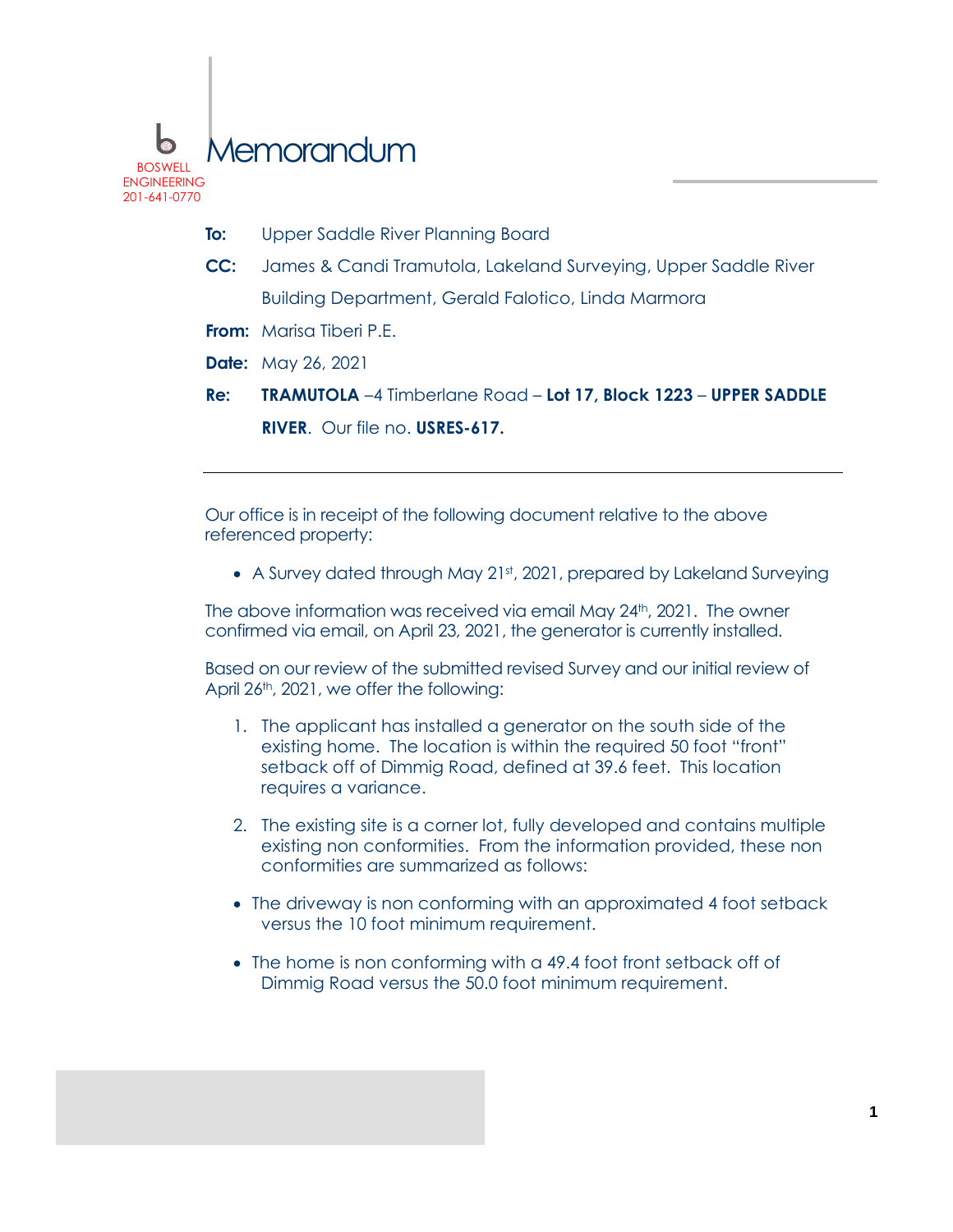BOSWELL ENGINEERING
201-641-0770

# Memorandum

**To:** Upper Saddle River Planning Board

**CC:** James & Candi Tramutola, Lakeland Surveying, Upper Saddle River Building Department, Gerald Falotico, Linda Marmora

**From:** Marisa Tiberi P.E.

**Date:** May 26, 2021

**Re:** **TRAMUTOLA** –4 Timberlane Road – **Lot 17, Block 1223** – **UPPER SADDLE RIVER**. Our file no. **USRES-617.**

---

Our office is in receipt of the following document relative to the above referenced property:

- A Survey dated through May 21st, 2021, prepared by Lakeland Surveying

The above information was received via email May 24th, 2021. The owner confirmed via email, on April 23, 2021, the generator is currently installed.

Based on our review of the submitted revised Survey and our initial review of April 26th, 2021, we offer the following:

1. The applicant has installed a generator on the south side of the existing home. The location is within the required 50 foot "front" setback off of Dimmig Road, defined at 39.6 feet. This location requires a variance.

2. The existing site is a corner lot, fully developed and contains multiple existing non conformities. From the information provided, these non conformities are summarized as follows:

- The driveway is non conforming with an approximated 4 foot setback versus the 10 foot minimum requirement.

- The home is non conforming with a 49.4 foot front setback off of Dimmig Road versus the 50.0 foot minimum requirement.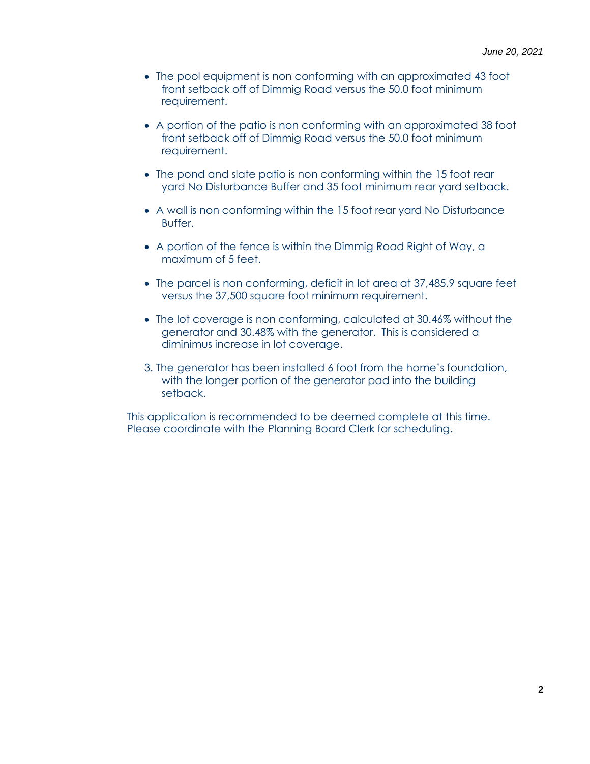- The pool equipment is non conforming with an approximated 43 foot front setback off of Dimmig Road versus the 50.0 foot minimum requirement.

- A portion of the patio is non conforming with an approximated 38 foot front setback off of Dimmig Road versus the 50.0 foot minimum requirement.

- The pond and slate patio is non conforming within the 15 foot rear yard No Disturbance Buffer and 35 foot minimum rear yard setback.

- A wall is non conforming within the 15 foot rear yard No Disturbance Buffer.

- A portion of the fence is within the Dimmig Road Right of Way, a maximum of 5 feet.

- The parcel is non conforming, deficit in lot area at 37,485.9 square feet versus the 37,500 square foot minimum requirement.

- The lot coverage is non conforming, calculated at 30.46% without the generator and 30.48% with the generator. This is considered a diminimus increase in lot coverage.

3. The generator has been installed 6 foot from the home's foundation, with the longer portion of the generator pad into the building setback.

This application is recommended to be deemed complete at this time. Please coordinate with the Planning Board Clerk for scheduling.